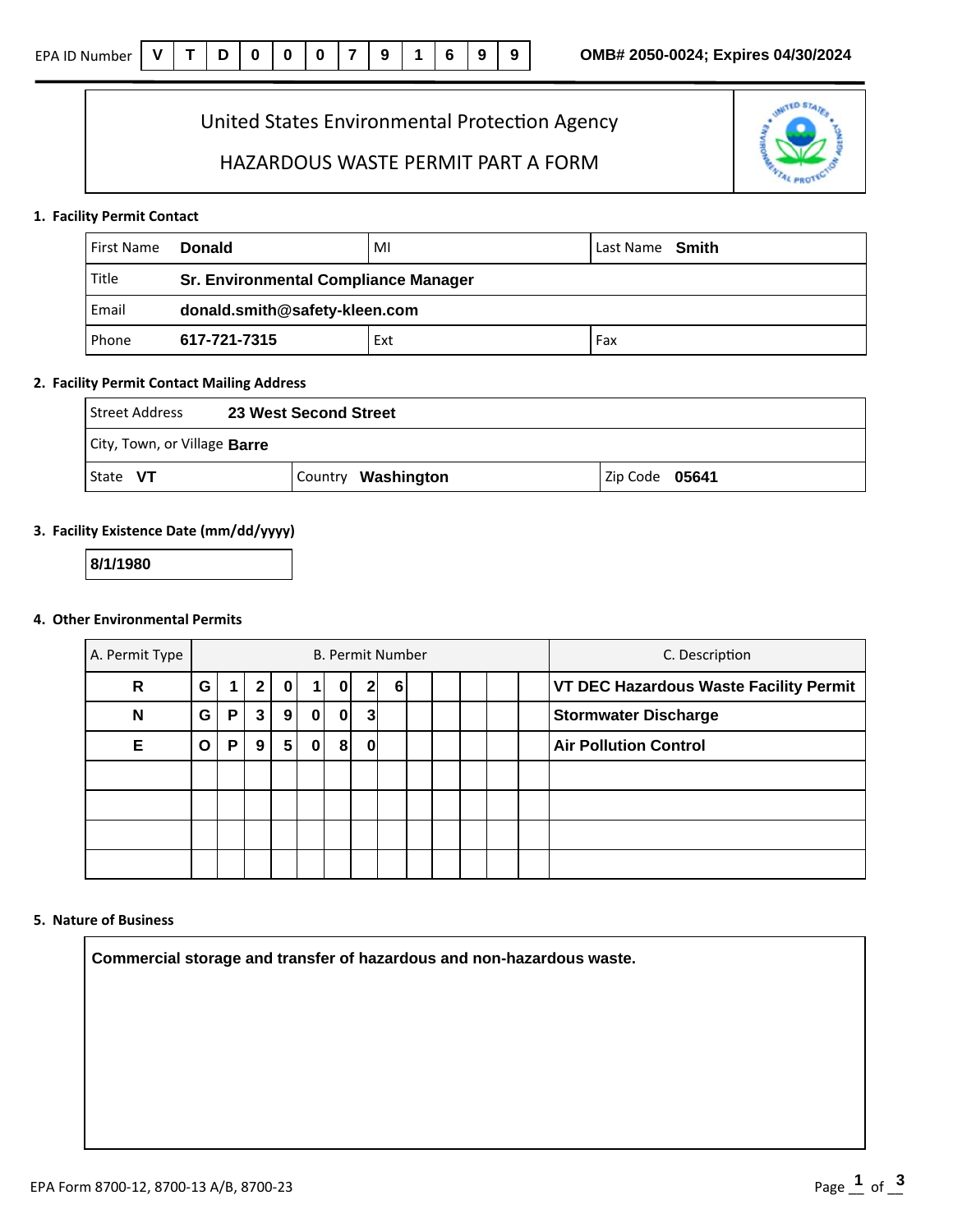EPA ID Number | V | T | D | 0 | 0 | 0 | 7 | 9 | 1 | 6 | 9 | 9 |

**OMB# 2050-0024; Expires 04/30/2024**

# United States Environmental Protection Agency

# HAZARDOUS WASTE PERMIT PART A FORM

## 1. Facility Permit Contact

| | | | |
|---|---|---|---|
| First Name **Donald** | | MI | Last Name **Smith** |
| Title | **Sr. Environmental Compliance Manager** | | |
| Email | **donald.smith@safety-kleen.com** | | |
| Phone **617-721-7315** | | Ext | Fax |

## 2. Facility Permit Contact Mailing Address

| | | |
|---|---|---|
| Street Address **23 West Second Street** | | |
| City, Town, or Village **Barre** | | |
| State **VT** | Country **Washington** | Zip Code **05641** |

## 3. Facility Existence Date (mm/dd/yyyy)

**8/1/1980**

## 4. Other Environmental Permits

| A. Permit Type | B. Permit Number | C. Description |
|---|---|---|
| **R** | **G120102 6** | **VT DEC Hazardous Waste Facility Permit** |
| **N** | **GP39003** | **Stormwater Discharge** |
| **E** | **OP95080** | **Air Pollution Control** |
| | | |
| | | |
| | | |
| | | |

## 5. Nature of Business

**Commercial storage and transfer of hazardous and non-hazardous waste.**

EPA Form 8700-12, 8700-13 A/B, 8700-23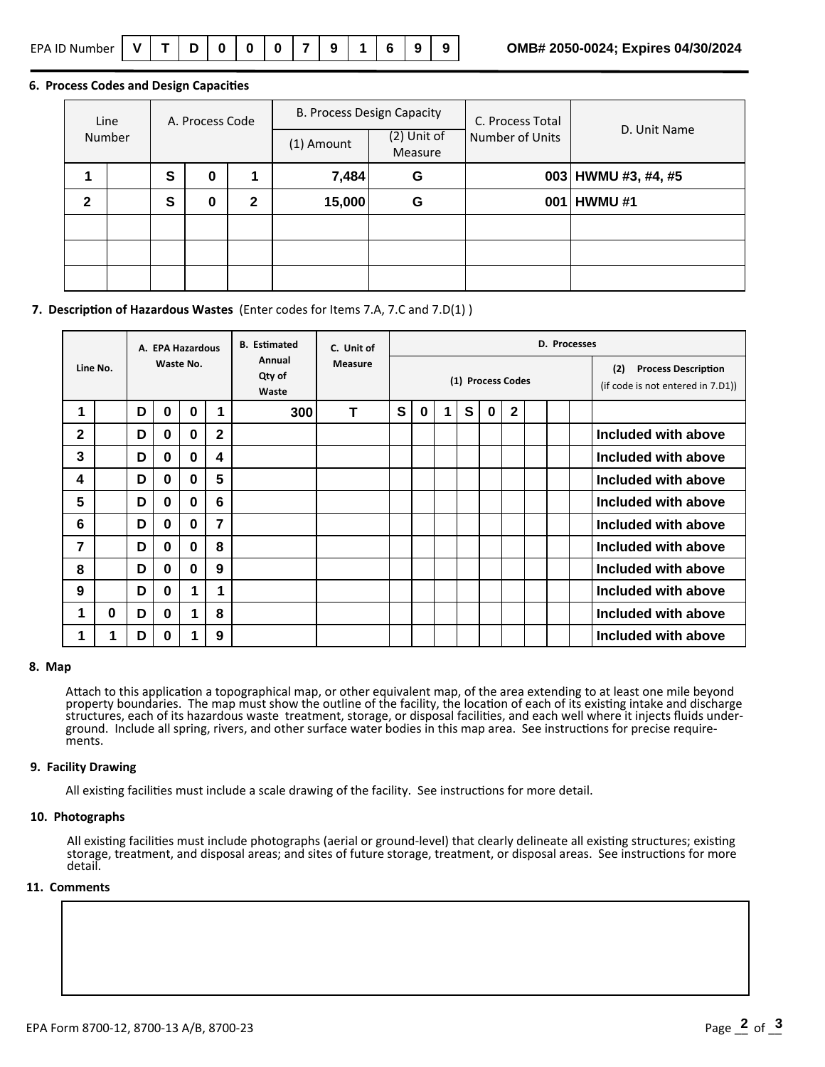EPA ID Number | V | T | D | 0 | 0 | 0 | 7 | 9 | 1 | 6 | 9 | 9 |

OMB# 2050-0024; Expires 04/30/2024

**6. Process Codes and Design Capacities**

| Line Number | | A. Process Code | | | B. Process Design Capacity (1) Amount | B. Process Design Capacity (2) Unit of Measure | C. Process Total Number of Units | D. Unit Name |
|---|---|---|---|---|---|---|---|---|
| 1 | | S | 0 | 1 | 7,484 | G | 003 | HWMU #3, #4, #5 |
| 2 | | S | 0 | 2 | 15,000 | G | 001 | HWMU #1 |
| | | | | | | | | |
| | | | | | | | | |
| | | | | | | | | |

**7. Description of Hazardous Wastes** (Enter codes for Items 7.A, 7.C and 7.D(1) )

| Line No. | | A. EPA Hazardous Waste No. | | | | B. Estimated Annual Qty of Waste | C. Unit of Measure | D. Processes (1) Process Codes | | | | | | | | | D. Processes (2) Process Description (if code is not entered in 7.D1)) |
|---|---|---|---|---|---|---|---|---|---|---|---|---|---|---|---|---|---|
| 1 | | D | 0 | 0 | 1 | 300 | T | S | 0 | 1 | S | 0 | 2 | | | | |
| 2 | | D | 0 | 0 | 2 | | | | | | | | | | | | Included with above |
| 3 | | D | 0 | 0 | 4 | | | | | | | | | | | | Included with above |
| 4 | | D | 0 | 0 | 5 | | | | | | | | | | | | Included with above |
| 5 | | D | 0 | 0 | 6 | | | | | | | | | | | | Included with above |
| 6 | | D | 0 | 0 | 7 | | | | | | | | | | | | Included with above |
| 7 | | D | 0 | 0 | 8 | | | | | | | | | | | | Included with above |
| 8 | | D | 0 | 0 | 9 | | | | | | | | | | | | Included with above |
| 9 | | D | 0 | 1 | 1 | | | | | | | | | | | | Included with above |
| 1 | 0 | D | 0 | 1 | 8 | | | | | | | | | | | | Included with above |
| 1 | 1 | D | 0 | 1 | 9 | | | | | | | | | | | | Included with above |

**8. Map**

Attach to this application a topographical map, or other equivalent map, of the area extending to at least one mile beyond property boundaries. The map must show the outline of the facility, the location of each of its existing intake and discharge structures, each of its hazardous waste treatment, storage, or disposal facilities, and each well where it injects fluids underground. Include all spring, rivers, and other surface water bodies in this map area. See instructions for precise requirements.

**9. Facility Drawing**

All existing facilities must include a scale drawing of the facility. See instructions for more detail.

**10. Photographs**

All existing facilities must include photographs (aerial or ground-level) that clearly delineate all existing structures; existing storage, treatment, and disposal areas; and sites of future storage, treatment, or disposal areas. See instructions for more detail.

**11. Comments**

EPA Form 8700-12, 8700-13 A/B, 8700-23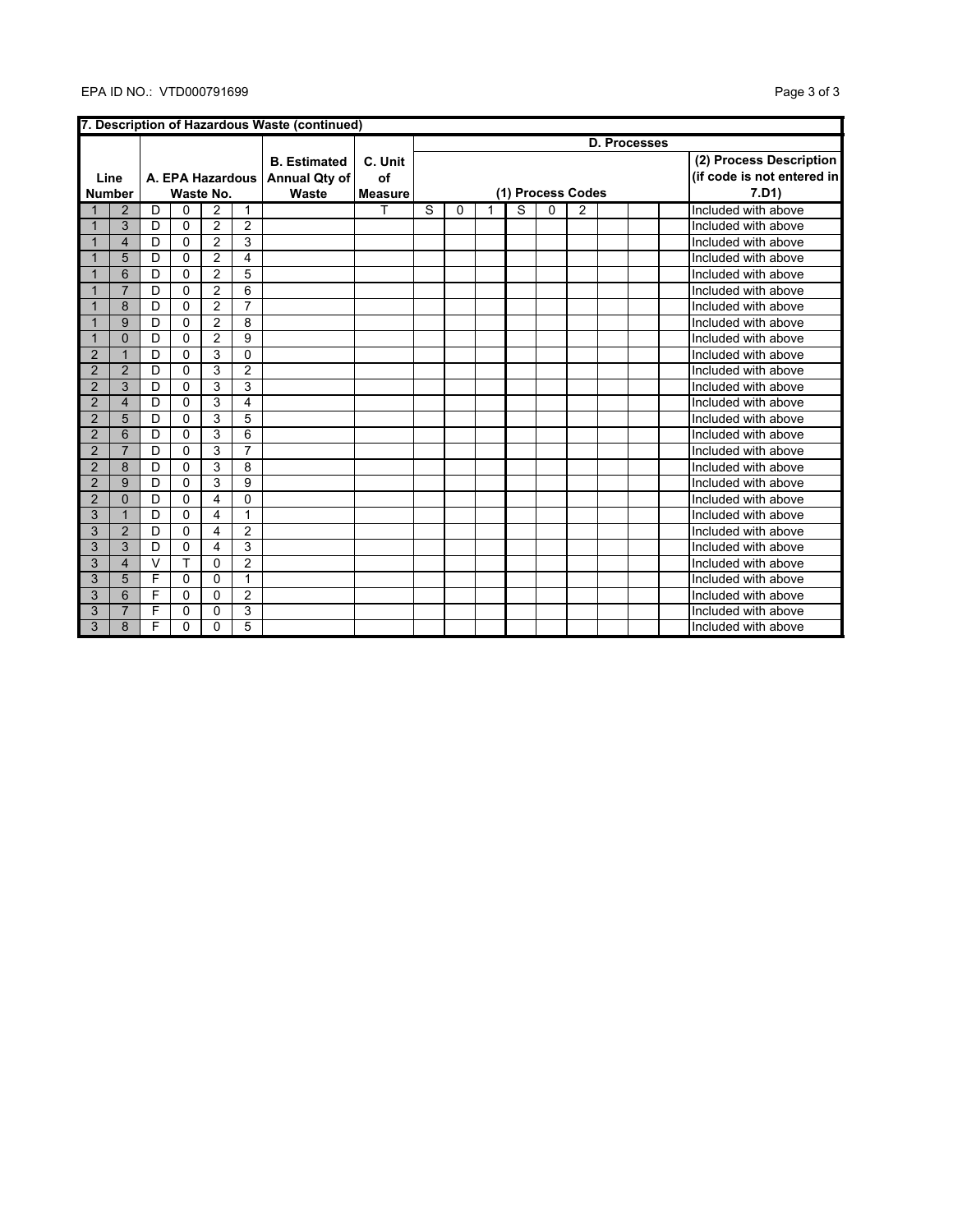EPA ID NO.: VTD000791699

| 7. Description of Hazardous Waste (continued) | | | | | | | | | | | | | | | | | | |
|---|---|---|---|---|---|---|---|---|---|---|---|---|---|---|---|---|---|---|
| | | | | | | | | D. Processes | | | | | | | | | | |
| Line Number | | A. EPA Hazardous Waste No. | | | | B. Estimated Annual Qty of Waste | C. Unit of Measure | (1) Process Codes | | | | | | | | | | (2) Process Description (if code is not entered in 7.D1) |
| 1 | 2 | D | 0 | 2 | 1 | | T | S | 0 | 1 | S | 0 | 2 | | | | | Included with above |
| 1 | 3 | D | 0 | 2 | 2 | | | | | | | | | | | | | Included with above |
| 1 | 4 | D | 0 | 2 | 3 | | | | | | | | | | | | | Included with above |
| 1 | 5 | D | 0 | 2 | 4 | | | | | | | | | | | | | Included with above |
| 1 | 6 | D | 0 | 2 | 5 | | | | | | | | | | | | | Included with above |
| 1 | 7 | D | 0 | 2 | 6 | | | | | | | | | | | | | Included with above |
| 1 | 8 | D | 0 | 2 | 7 | | | | | | | | | | | | | Included with above |
| 1 | 9 | D | 0 | 2 | 8 | | | | | | | | | | | | | Included with above |
| 1 | 0 | D | 0 | 2 | 9 | | | | | | | | | | | | | Included with above |
| 2 | 1 | D | 0 | 3 | 0 | | | | | | | | | | | | | Included with above |
| 2 | 2 | D | 0 | 3 | 2 | | | | | | | | | | | | | Included with above |
| 2 | 3 | D | 0 | 3 | 3 | | | | | | | | | | | | | Included with above |
| 2 | 4 | D | 0 | 3 | 4 | | | | | | | | | | | | | Included with above |
| 2 | 5 | D | 0 | 3 | 5 | | | | | | | | | | | | | Included with above |
| 2 | 6 | D | 0 | 3 | 6 | | | | | | | | | | | | | Included with above |
| 2 | 7 | D | 0 | 3 | 7 | | | | | | | | | | | | | Included with above |
| 2 | 8 | D | 0 | 3 | 8 | | | | | | | | | | | | | Included with above |
| 2 | 9 | D | 0 | 3 | 9 | | | | | | | | | | | | | Included with above |
| 2 | 0 | D | 0 | 4 | 0 | | | | | | | | | | | | | Included with above |
| 3 | 1 | D | 0 | 4 | 1 | | | | | | | | | | | | | Included with above |
| 3 | 2 | D | 0 | 4 | 2 | | | | | | | | | | | | | Included with above |
| 3 | 3 | D | 0 | 4 | 3 | | | | | | | | | | | | | Included with above |
| 3 | 4 | V | T | 0 | 2 | | | | | | | | | | | | | Included with above |
| 3 | 5 | F | 0 | 0 | 1 | | | | | | | | | | | | | Included with above |
| 3 | 6 | F | 0 | 0 | 2 | | | | | | | | | | | | | Included with above |
| 3 | 7 | F | 0 | 0 | 3 | | | | | | | | | | | | | Included with above |
| 3 | 8 | F | 0 | 0 | 5 | | | | | | | | | | | | | Included with above |